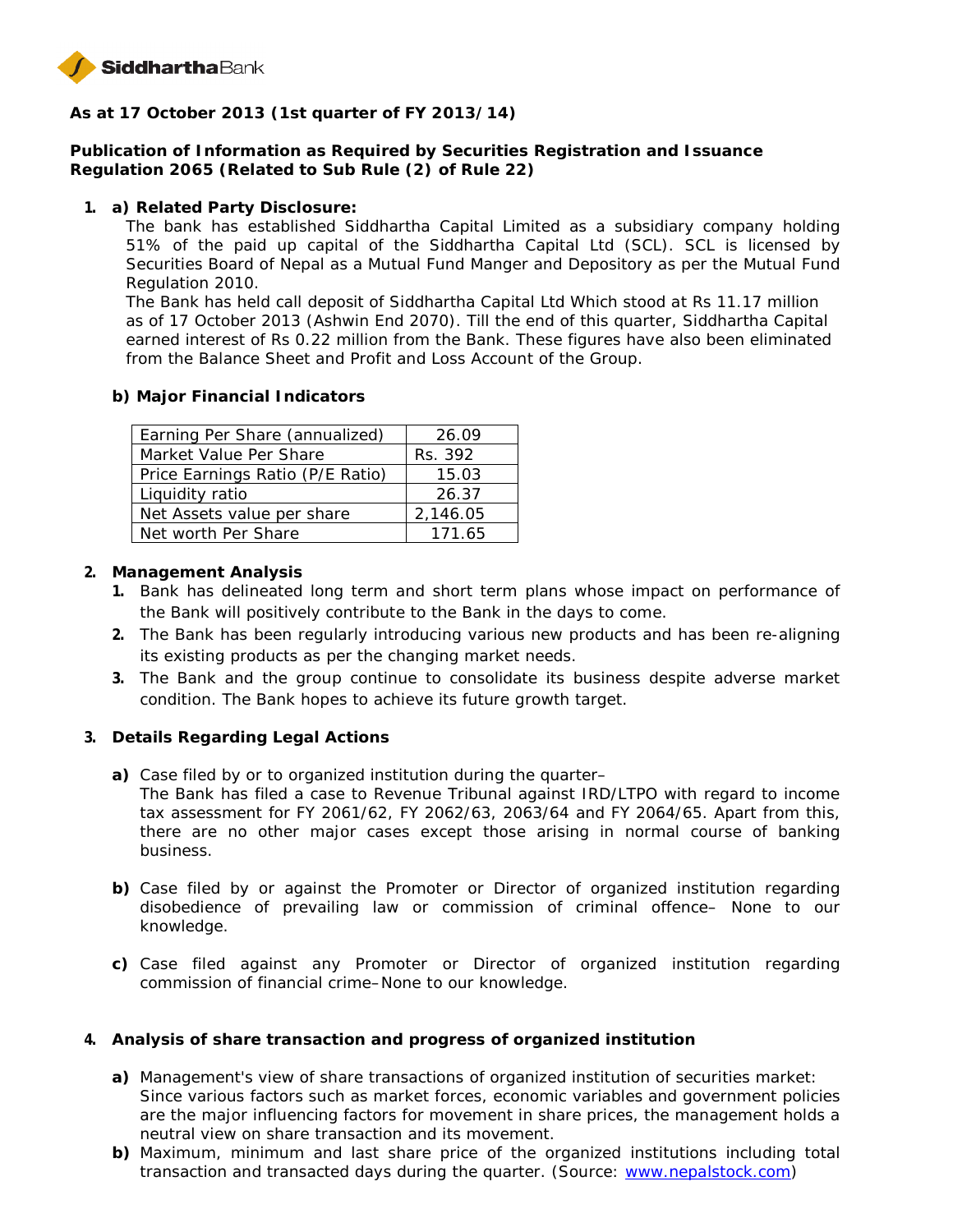**As at 17 October 2013 (1st quarter of FY 2013/14)**

**Publication of Information as Required by Securities Registration and Issuance Regulation 2065 (Related to Sub Rule (2) of Rule 22)**

1. **a) Related Party Disclosure:**

   The bank has established Siddhartha Capital Limited as a subsidiary company holding 51% of the paid up capital of the Siddhartha Capital Ltd (SCL). SCL is licensed by Securities Board of Nepal as a Mutual Fund Manger and Depository as per the Mutual Fund Regulation 2010.

   The Bank has held call deposit of Siddhartha Capital Ltd Which stood at Rs 11.17 million as of 17 October 2013 (Ashwin End 2070). Till the end of this quarter, Siddhartha Capital earned interest of Rs 0.22 million from the Bank. These figures have also been eliminated from the Balance Sheet and Profit and Loss Account of the Group.

   **b) Major Financial Indicators**

| Earning Per Share (annualized) | 26.09 |
|---|---|
| Market Value Per Share | Rs. 392 |
| Price Earnings Ratio (P/E Ratio) | 15.03 |
| Liquidity ratio | 26.37 |
| Net Assets value per share | 2,146.05 |
| Net worth Per Share | 171.65 |

2. **Management Analysis**
   1. Bank has delineated long term and short term plans whose impact on performance of the Bank will positively contribute to the Bank in the days to come.
   2. The Bank has been regularly introducing various new products and has been re-aligning its existing products as per the changing market needs.
   3. The Bank and the group continue to consolidate its business despite adverse market condition. The Bank hopes to achieve its future growth target.

3. **Details Regarding Legal Actions**

   **a)** Case filed by or to organized institution during the quarter–
   The Bank has filed a case to Revenue Tribunal against IRD/LTPO with regard to income tax assessment for FY 2061/62, FY 2062/63, 2063/64 and FY 2064/65. Apart from this, there are no other major cases except those arising in normal course of banking business.

   **b)** Case filed by or against the Promoter or Director of organized institution regarding disobedience of prevailing law or commission of criminal offence– None to our knowledge.

   **c)** Case filed against any Promoter or Director of organized institution regarding commission of financial crime–None to our knowledge.

4. **Analysis of share transaction and progress of organized institution**

   **a)** Management's view of share transactions of organized institution of securities market:
   Since various factors such as market forces, economic variables and government policies are the major influencing factors for movement in share prices, the management holds a neutral view on share transaction and its movement.

   **b)** Maximum, minimum and last share price of the organized institutions including total transaction and transacted days during the quarter. (Source: www.nepalstock.com)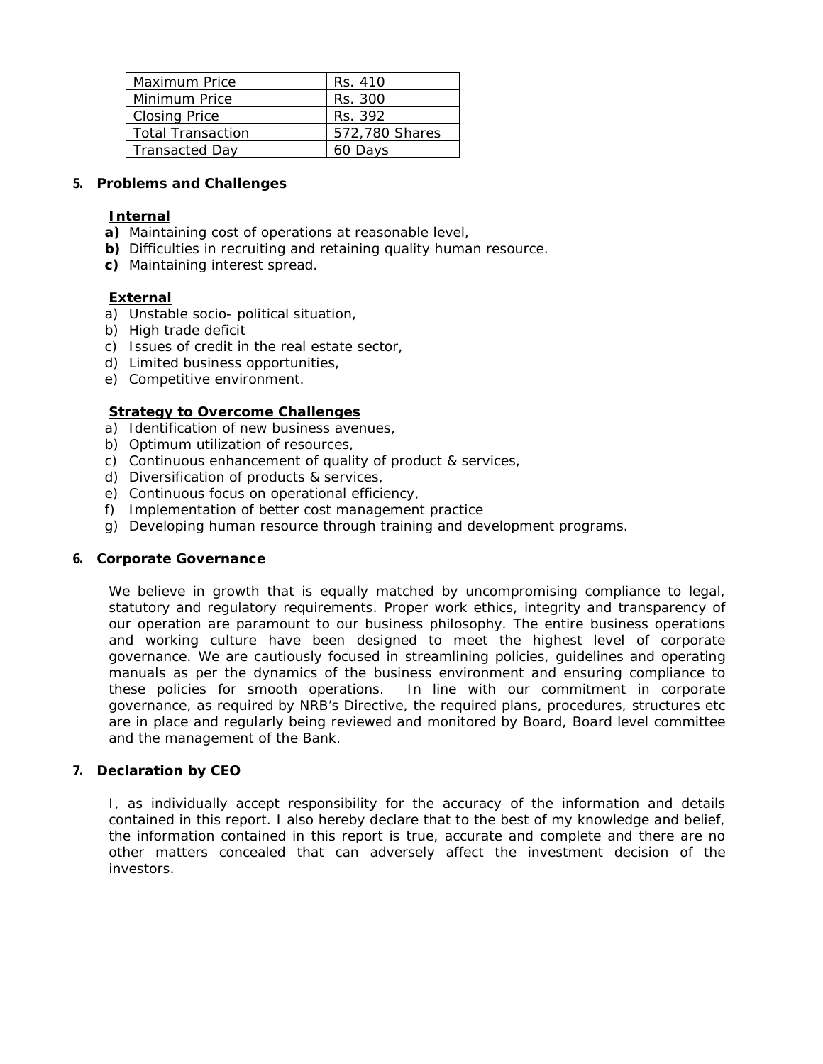| | |
|---|---|
| Maximum Price | Rs. 410 |
| Minimum Price | Rs. 300 |
| Closing Price | Rs. 392 |
| Total Transaction | 572,780 Shares |
| Transacted Day | 60 Days |

**5. Problems and Challenges**

**Internal**

**a)** Maintaining cost of operations at reasonable level,
**b)** Difficulties in recruiting and retaining quality human resource.
**c)** Maintaining interest spread.

**External**

a) Unstable socio- political situation,
b) High trade deficit
c) Issues of credit in the real estate sector,
d) Limited business opportunities,
e) Competitive environment.

**Strategy to Overcome Challenges**

a) Identification of new business avenues,
b) Optimum utilization of resources,
c) Continuous enhancement of quality of product & services,
d) Diversification of products & services,
e) Continuous focus on operational efficiency,
f) Implementation of better cost management practice
g) Developing human resource through training and development programs.

**6. Corporate Governance**

We believe in growth that is equally matched by uncompromising compliance to legal, statutory and regulatory requirements. Proper work ethics, integrity and transparency of our operation are paramount to our business philosophy. The entire business operations and working culture have been designed to meet the highest level of corporate governance. We are cautiously focused in streamlining policies, guidelines and operating manuals as per the dynamics of the business environment and ensuring compliance to these policies for smooth operations. In line with our commitment in corporate governance, as required by NRB's Directive, the required plans, procedures, structures etc are in place and regularly being reviewed and monitored by Board, Board level committee and the management of the Bank.

**7. Declaration by CEO**

I, as individually accept responsibility for the accuracy of the information and details contained in this report. I also hereby declare that to the best of my knowledge and belief, the information contained in this report is true, accurate and complete and there are no other matters concealed that can adversely affect the investment decision of the investors.